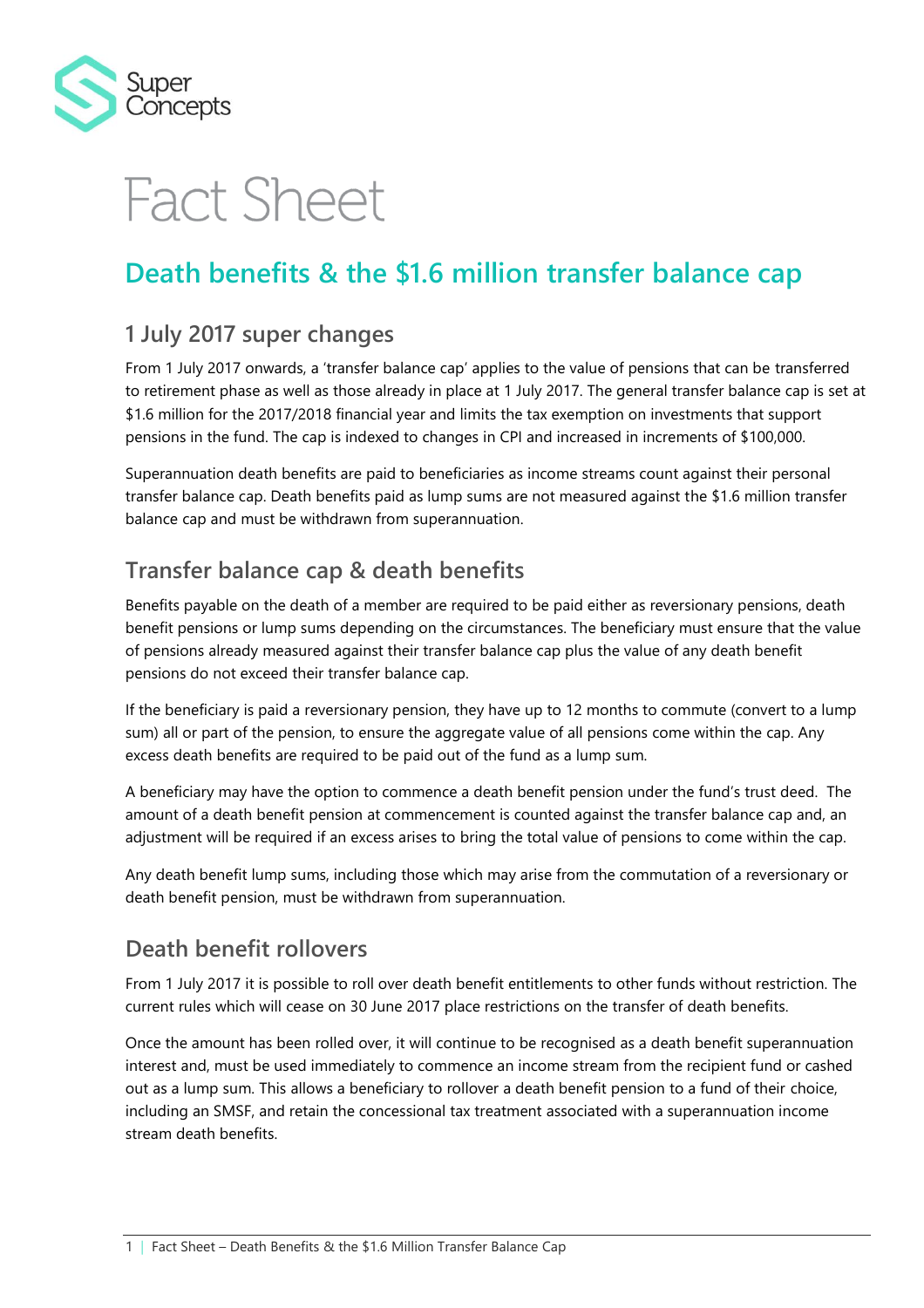Super Concepts

# Fact Sheet

## Death benefits & the $1.6 million transfer balance cap

### 1 July 2017 super changes

From 1 July 2017 onwards, a 'transfer balance cap' applies to the value of pensions that can be transferred to retirement phase as well as those already in place at 1 July 2017. The general transfer balance cap is set at $1.6 million for the 2017/2018 financial year and limits the tax exemption on investments that support pensions in the fund. The cap is indexed to changes in CPI and increased in increments of $100,000.

Superannuation death benefits are paid to beneficiaries as income streams count against their personal transfer balance cap. Death benefits paid as lump sums are not measured against the $1.6 million transfer balance cap and must be withdrawn from superannuation.

### Transfer balance cap & death benefits

Benefits payable on the death of a member are required to be paid either as reversionary pensions, death benefit pensions or lump sums depending on the circumstances. The beneficiary must ensure that the value of pensions already measured against their transfer balance cap plus the value of any death benefit pensions do not exceed their transfer balance cap.

If the beneficiary is paid a reversionary pension, they have up to 12 months to commute (convert to a lump sum) all or part of the pension, to ensure the aggregate value of all pensions come within the cap. Any excess death benefits are required to be paid out of the fund as a lump sum.

A beneficiary may have the option to commence a death benefit pension under the fund's trust deed. The amount of a death benefit pension at commencement is counted against the transfer balance cap and, an adjustment will be required if an excess arises to bring the total value of pensions to come within the cap.

Any death benefit lump sums, including those which may arise from the commutation of a reversionary or death benefit pension, must be withdrawn from superannuation.

### Death benefit rollovers

From 1 July 2017 it is possible to roll over death benefit entitlements to other funds without restriction. The current rules which will cease on 30 June 2017 place restrictions on the transfer of death benefits.

Once the amount has been rolled over, it will continue to be recognised as a death benefit superannuation interest and, must be used immediately to commence an income stream from the recipient fund or cashed out as a lump sum. This allows a beneficiary to rollover a death benefit pension to a fund of their choice, including an SMSF, and retain the concessional tax treatment associated with a superannuation income stream death benefits.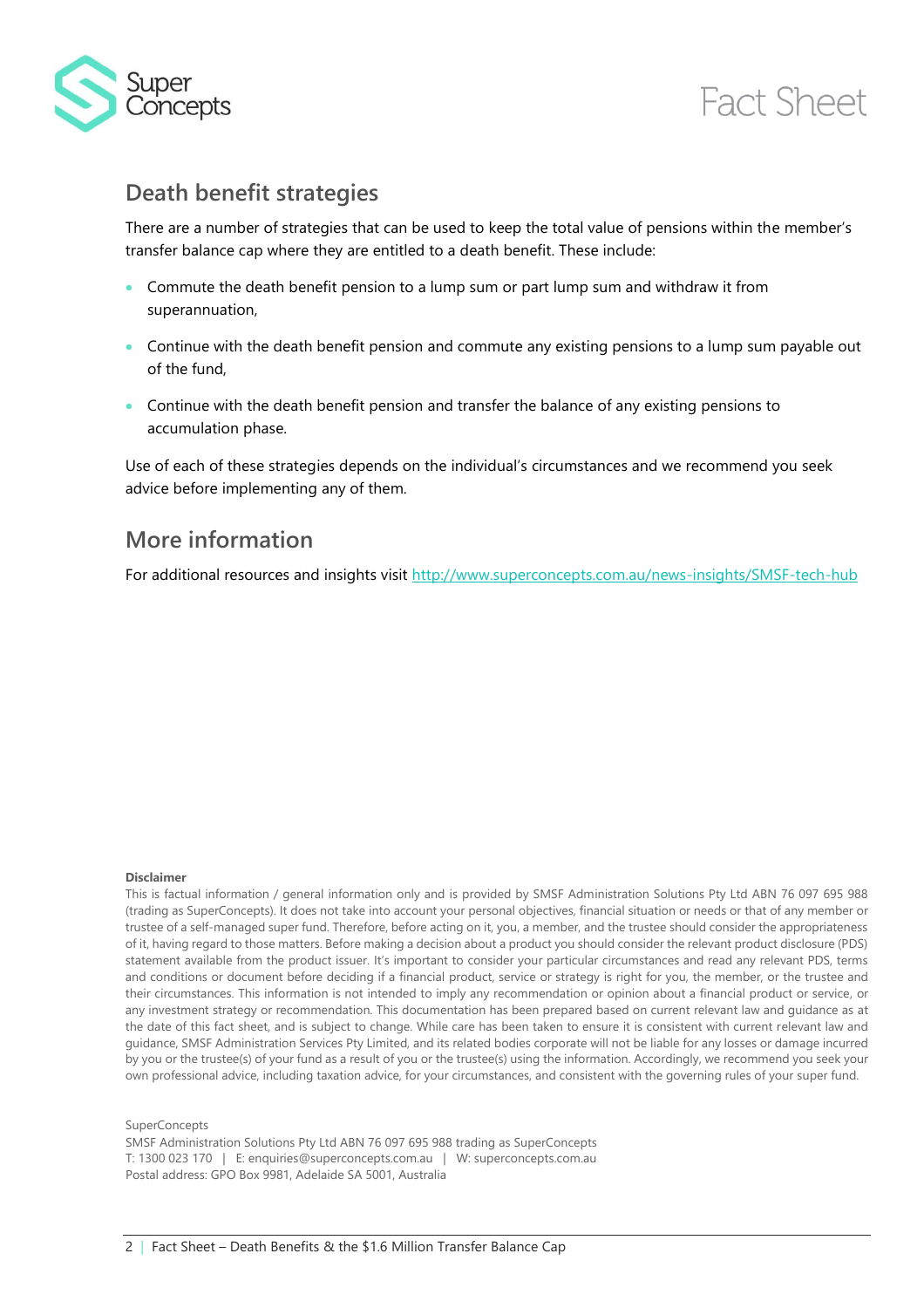## Death benefit strategies

There are a number of strategies that can be used to keep the total value of pensions within the member's transfer balance cap where they are entitled to a death benefit. These include:

- Commute the death benefit pension to a lump sum or part lump sum and withdraw it from superannuation,
- Continue with the death benefit pension and commute any existing pensions to a lump sum payable out of the fund,
- Continue with the death benefit pension and transfer the balance of any existing pensions to accumulation phase.

Use of each of these strategies depends on the individual's circumstances and we recommend you seek advice before implementing any of them.

## More information

For additional resources and insights visit http://www.superconcepts.com.au/news-insights/SMSF-tech-hub

**Disclaimer**

This is factual information / general information only and is provided by SMSF Administration Solutions Pty Ltd ABN 76 097 695 988 (trading as SuperConcepts). It does not take into account your personal objectives, financial situation or needs or that of any member or trustee of a self-managed super fund. Therefore, before acting on it, you, a member, and the trustee should consider the appropriateness of it, having regard to those matters. Before making a decision about a product you should consider the relevant product disclosure (PDS) statement available from the product issuer. It's important to consider your particular circumstances and read any relevant PDS, terms and conditions or document before deciding if a financial product, service or strategy is right for you, the member, or the trustee and their circumstances. This information is not intended to imply any recommendation or opinion about a financial product or service, or any investment strategy or recommendation. This documentation has been prepared based on current relevant law and guidance as at the date of this fact sheet, and is subject to change. While care has been taken to ensure it is consistent with current relevant law and guidance, SMSF Administration Services Pty Limited, and its related bodies corporate will not be liable for any losses or damage incurred by you or the trustee(s) of your fund as a result of you or the trustee(s) using the information. Accordingly, we recommend you seek your own professional advice, including taxation advice, for your circumstances, and consistent with the governing rules of your super fund.

SuperConcepts
SMSF Administration Solutions Pty Ltd ABN 76 097 695 988 trading as SuperConcepts
T: 1300 023 170 | E: enquiries@superconcepts.com.au | W: superconcepts.com.au
Postal address: GPO Box 9981, Adelaide SA 5001, Australia